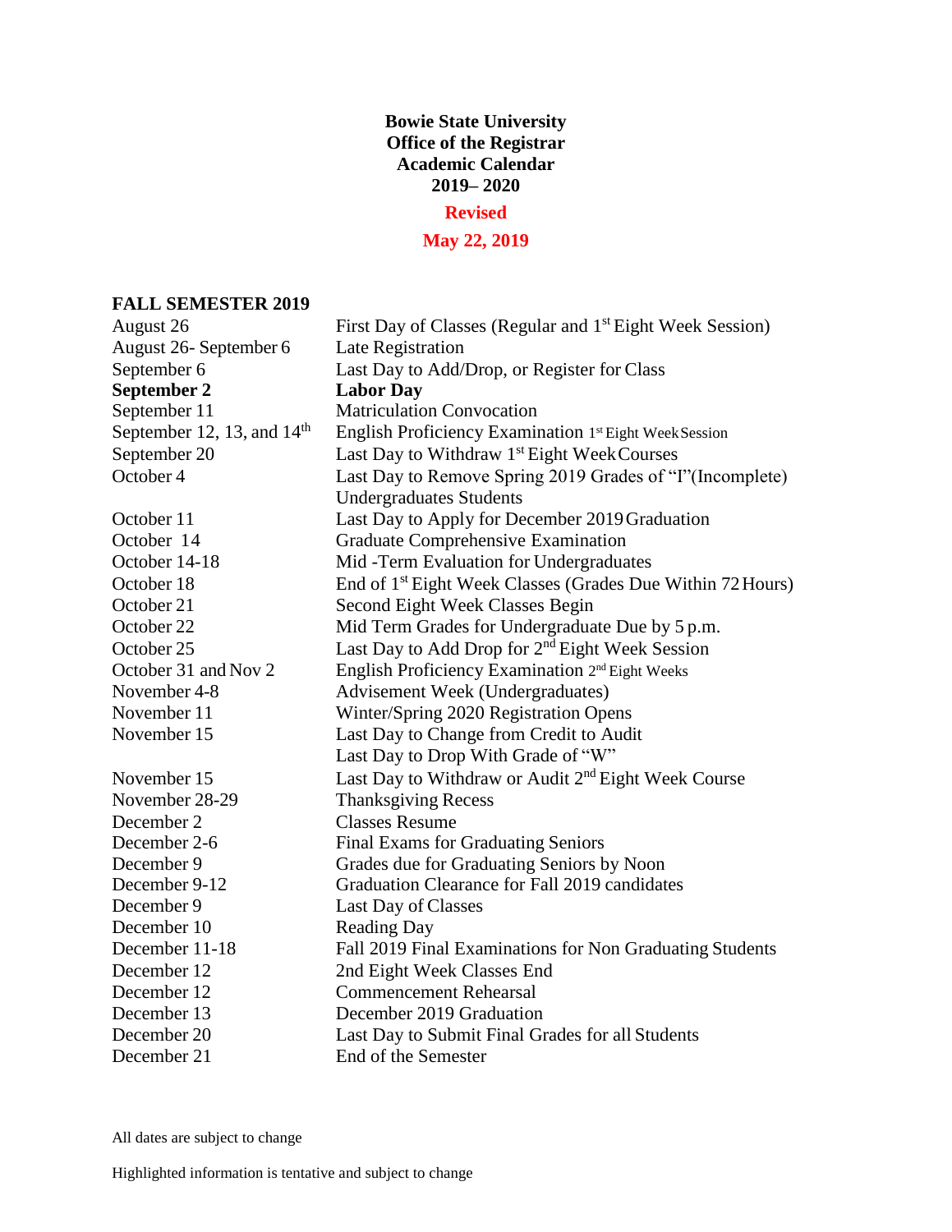# Bowie State University
## Office of the Registrar
## Academic Calendar
## 2019– 2020

**Revised**

**May 22, 2019**

### FALL SEMESTER 2019

| | |
|---|---|
| August 26 | First Day of Classes (Regular and 1st Eight Week Session) |
| August 26- September 6 | Late Registration |
| September 6 | Last Day to Add/Drop, or Register for Class |
| **September 2** | **Labor Day** |
| September 11 | Matriculation Convocation |
| September 12, 13, and 14th | English Proficiency Examination 1st Eight Week Session |
| September 20 | Last Day to Withdraw 1st Eight Week Courses |
| October 4 | Last Day to Remove Spring 2019 Grades of "I"(Incomplete) Undergraduates Students |
| October 11 | Last Day to Apply for December 2019 Graduation |
| October 14 | Graduate Comprehensive Examination |
| October 14-18 | Mid -Term Evaluation for Undergraduates |
| October 18 | End of 1st Eight Week Classes (Grades Due Within 72 Hours) |
| October 21 | Second Eight Week Classes Begin |
| October 22 | Mid Term Grades for Undergraduate Due by 5 p.m. |
| October 25 | Last Day to Add Drop for 2nd Eight Week Session |
| October 31 and Nov 2 | English Proficiency Examination 2nd Eight Weeks |
| November 4-8 | Advisement Week (Undergraduates) |
| November 11 | Winter/Spring 2020 Registration Opens |
| November 15 | Last Day to Change from Credit to Audit<br>Last Day to Drop With Grade of "W" |
| November 15 | Last Day to Withdraw or Audit 2nd Eight Week Course |
| November 28-29 | Thanksgiving Recess |
| December 2 | Classes Resume |
| December 2-6 | Final Exams for Graduating Seniors |
| December 9 | Grades due for Graduating Seniors by Noon |
| December 9-12 | Graduation Clearance for Fall 2019 candidates |
| December 9 | Last Day of Classes |
| December 10 | Reading Day |
| December 11-18 | Fall 2019 Final Examinations for Non Graduating Students |
| December 12 | 2nd Eight Week Classes End |
| December 12 | Commencement Rehearsal |
| December 13 | December 2019 Graduation |
| December 20 | Last Day to Submit Final Grades for all Students |
| December 21 | End of the Semester |

All dates are subject to change

Highlighted information is tentative and subject to change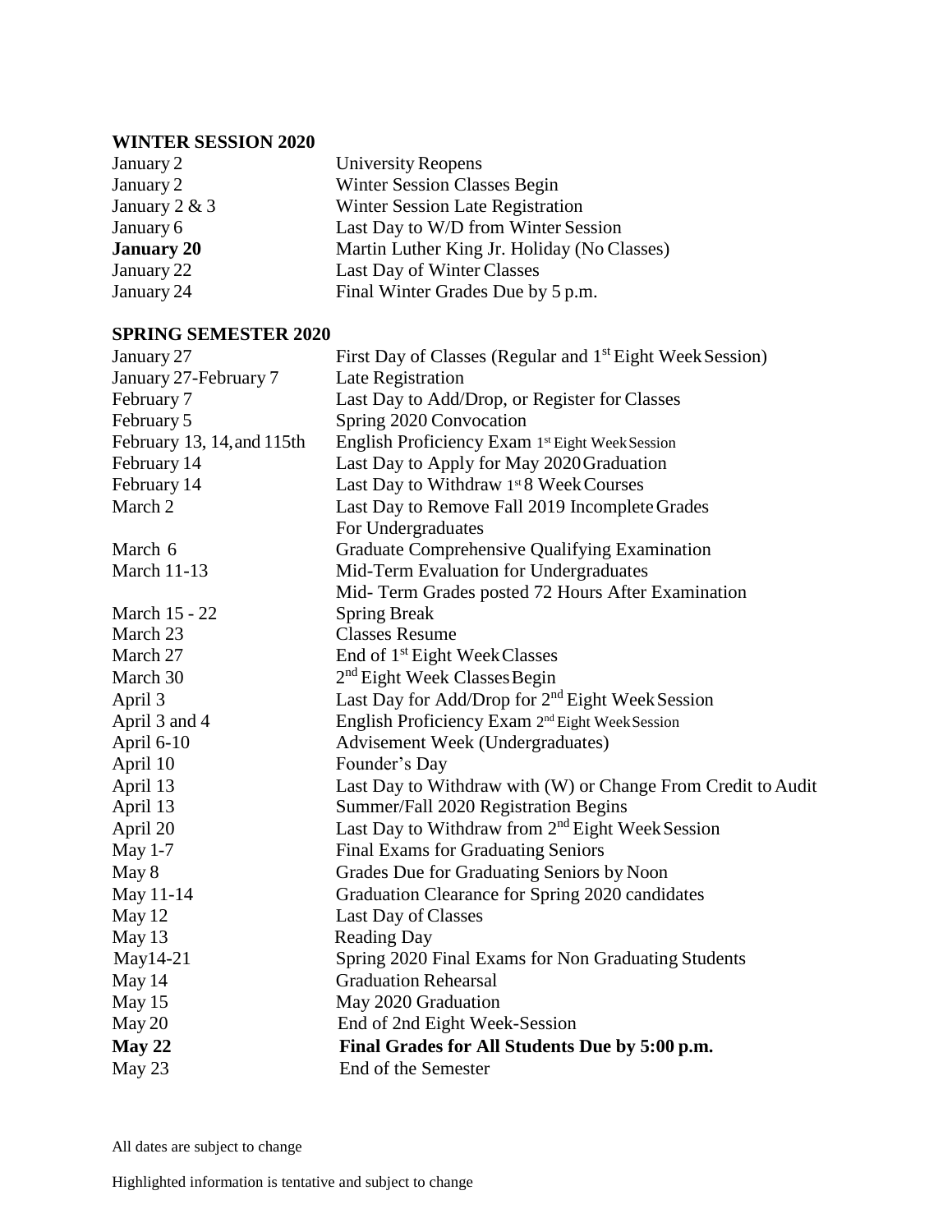## WINTER SESSION 2020

| | |
|---|---|
| January 2 | University Reopens |
| January 2 | Winter Session Classes Begin |
| January 2 & 3 | Winter Session Late Registration |
| January 6 | Last Day to W/D from Winter Session |
| **January 20** | Martin Luther King Jr. Holiday (No Classes) |
| January 22 | Last Day of Winter Classes |
| January 24 | Final Winter Grades Due by 5 p.m. |

## SPRING SEMESTER 2020

| | |
|---|---|
| January 27 | First Day of Classes (Regular and 1st Eight Week Session) |
| January 27-February 7 | Late Registration |
| February 7 | Last Day to Add/Drop, or Register for Classes |
| February 5 | Spring 2020 Convocation |
| February 13, 14, and 115th | English Proficiency Exam 1st Eight Week Session |
| February 14 | Last Day to Apply for May 2020 Graduation |
| February 14 | Last Day to Withdraw 1st 8 Week Courses |
| March 2 | Last Day to Remove Fall 2019 Incomplete Grades For Undergraduates |
| March 6 | Graduate Comprehensive Qualifying Examination |
| March 11-13 | Mid-Term Evaluation for Undergraduates<br>Mid- Term Grades posted 72 Hours After Examination |
| March 15 - 22 | Spring Break |
| March 23 | Classes Resume |
| March 27 | End of 1st Eight Week Classes |
| March 30 | 2nd Eight Week Classes Begin |
| April 3 | Last Day for Add/Drop for 2nd Eight Week Session |
| April 3 and 4 | English Proficiency Exam 2nd Eight Week Session |
| April 6-10 | Advisement Week (Undergraduates) |
| April 10 | Founder's Day |
| April 13 | Last Day to Withdraw with (W) or Change From Credit to Audit |
| April 13 | Summer/Fall 2020 Registration Begins |
| April 20 | Last Day to Withdraw from 2nd Eight Week Session |
| May 1-7 | Final Exams for Graduating Seniors |
| May 8 | Grades Due for Graduating Seniors by Noon |
| May 11-14 | Graduation Clearance for Spring 2020 candidates |
| May 12 | Last Day of Classes |
| May 13 | Reading Day |
| May14-21 | Spring 2020 Final Exams for Non Graduating Students |
| May 14 | Graduation Rehearsal |
| May 15 | May 2020 Graduation |
| May 20 | End of 2nd Eight Week-Session |
| **May 22** | **Final Grades for All Students Due by 5:00 p.m.** |
| May 23 | End of the Semester |

All dates are subject to change

Highlighted information is tentative and subject to change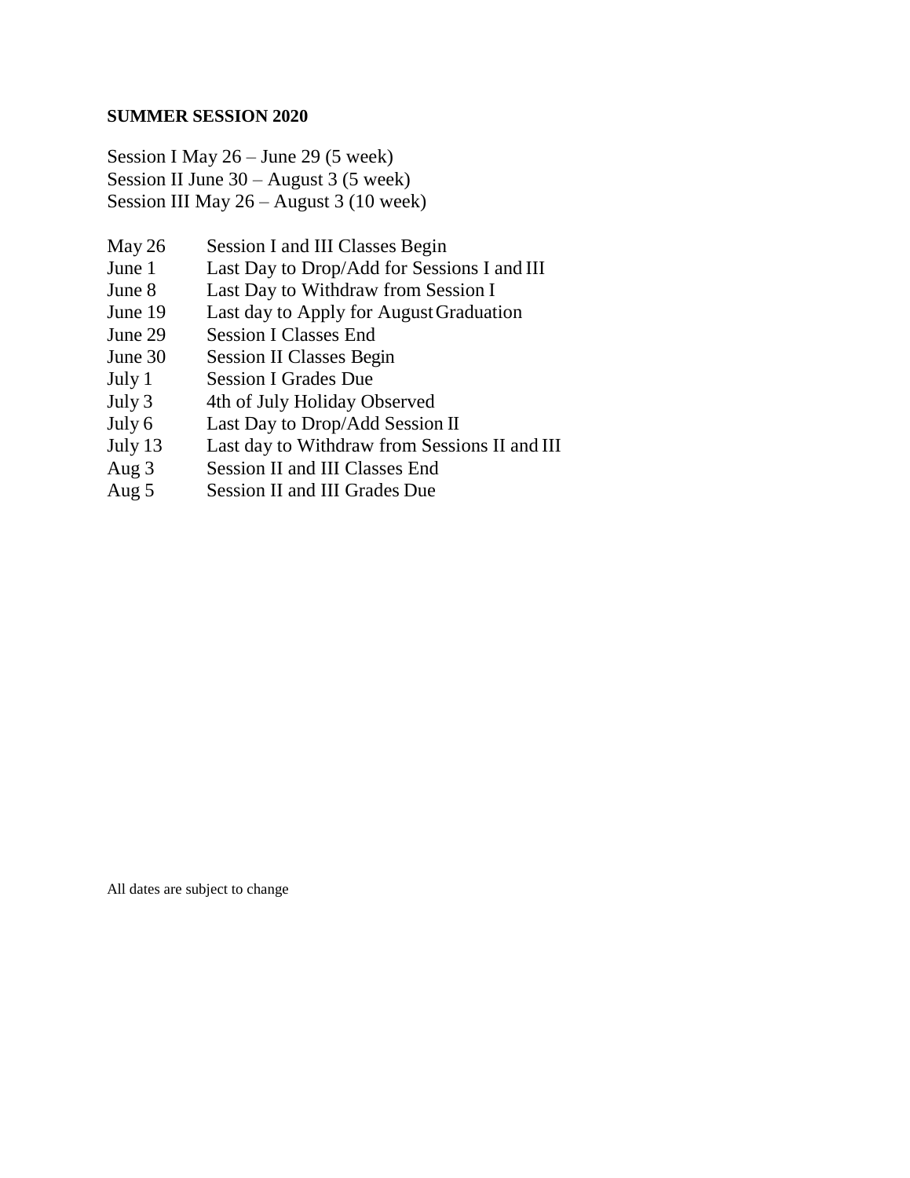**SUMMER SESSION 2020**

Session I May 26 – June 29 (5 week)
Session II June 30 – August 3 (5 week)
Session III May 26 – August 3 (10 week)

| | |
|---|---|
| May 26 | Session I and III Classes Begin |
| June 1 | Last Day to Drop/Add for Sessions I and III |
| June 8 | Last Day to Withdraw from Session I |
| June 19 | Last day to Apply for August Graduation |
| June 29 | Session I Classes End |
| June 30 | Session II Classes Begin |
| July 1 | Session I Grades Due |
| July 3 | 4th of July Holiday Observed |
| July 6 | Last Day to Drop/Add Session II |
| July 13 | Last day to Withdraw from Sessions II and III |
| Aug 3 | Session II and III Classes End |
| Aug 5 | Session II and III Grades Due |

All dates are subject to change